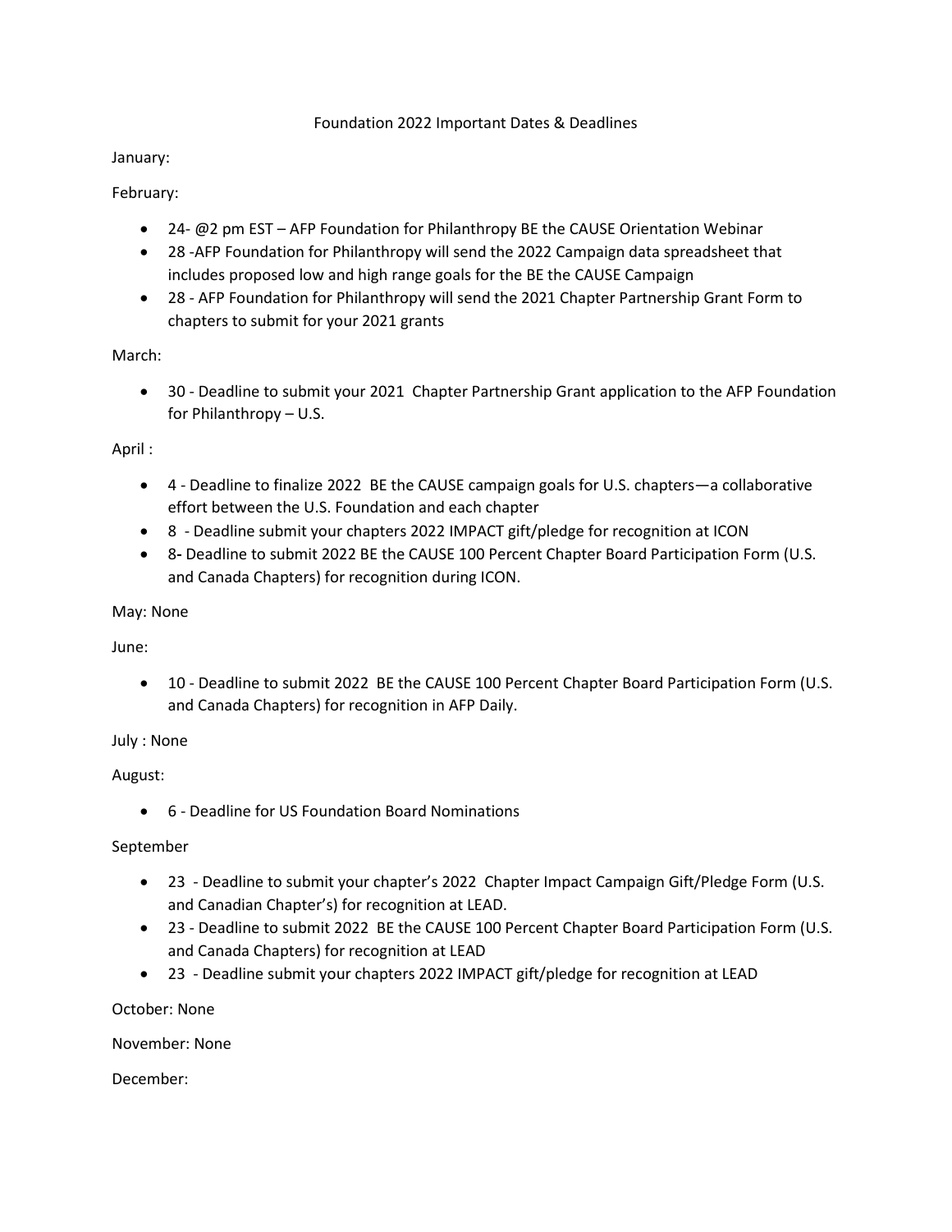# Foundation 2022 Important Dates & Deadlines

January:

February:

- 24- @2 pm EST – AFP Foundation for Philanthropy BE the CAUSE Orientation Webinar
- 28 -AFP Foundation for Philanthropy will send the 2022 Campaign data spreadsheet that includes proposed low and high range goals for the BE the CAUSE Campaign
- 28 - AFP Foundation for Philanthropy will send the 2021 Chapter Partnership Grant Form to chapters to submit for your 2021 grants

March:

- 30 - Deadline to submit your 2021 Chapter Partnership Grant application to the AFP Foundation for Philanthropy – U.S.

April :

- 4 - Deadline to finalize 2022 BE the CAUSE campaign goals for U.S. chapters—a collaborative effort between the U.S. Foundation and each chapter
- 8 - Deadline submit your chapters 2022 IMPACT gift/pledge for recognition at ICON
- 8**-** Deadline to submit 2022 BE the CAUSE 100 Percent Chapter Board Participation Form (U.S. and Canada Chapters) for recognition during ICON.

May: None

June:

- 10 - Deadline to submit 2022 BE the CAUSE 100 Percent Chapter Board Participation Form (U.S. and Canada Chapters) for recognition in AFP Daily.

July : None

August:

- 6 - Deadline for US Foundation Board Nominations

September

- 23 - Deadline to submit your chapter's 2022 Chapter Impact Campaign Gift/Pledge Form (U.S. and Canadian Chapter's) for recognition at LEAD.
- 23 - Deadline to submit 2022 BE the CAUSE 100 Percent Chapter Board Participation Form (U.S. and Canada Chapters) for recognition at LEAD
- 23 - Deadline submit your chapters 2022 IMPACT gift/pledge for recognition at LEAD

October: None

November: None

December: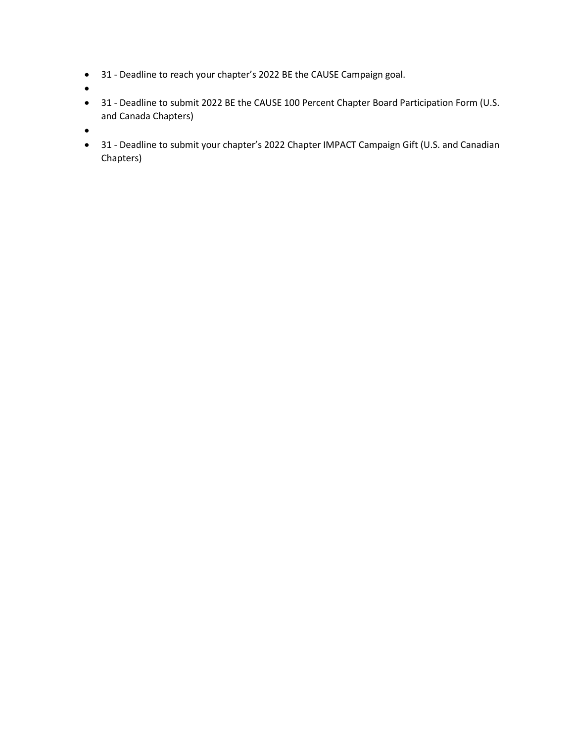- 31 - Deadline to reach your chapter's 2022 BE the CAUSE Campaign goal.
- 31 - Deadline to submit 2022 BE the CAUSE 100 Percent Chapter Board Participation Form (U.S. and Canada Chapters)
- 31 - Deadline to submit your chapter's 2022 Chapter IMPACT Campaign Gift (U.S. and Canadian Chapters)